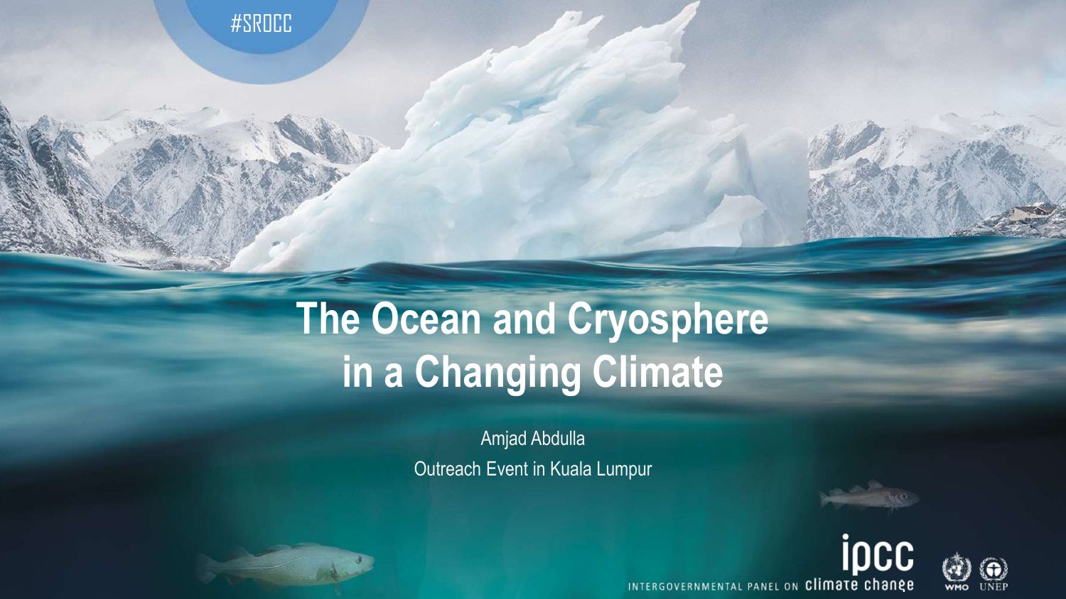#SROCC

# The Ocean and Cryosphere in a Changing Climate

Amjad Abdulla

Outreach Event in Kuala Lumpur

ipcc

INTERGOVERNMENTAL PANEL ON climate change

WMO UNEP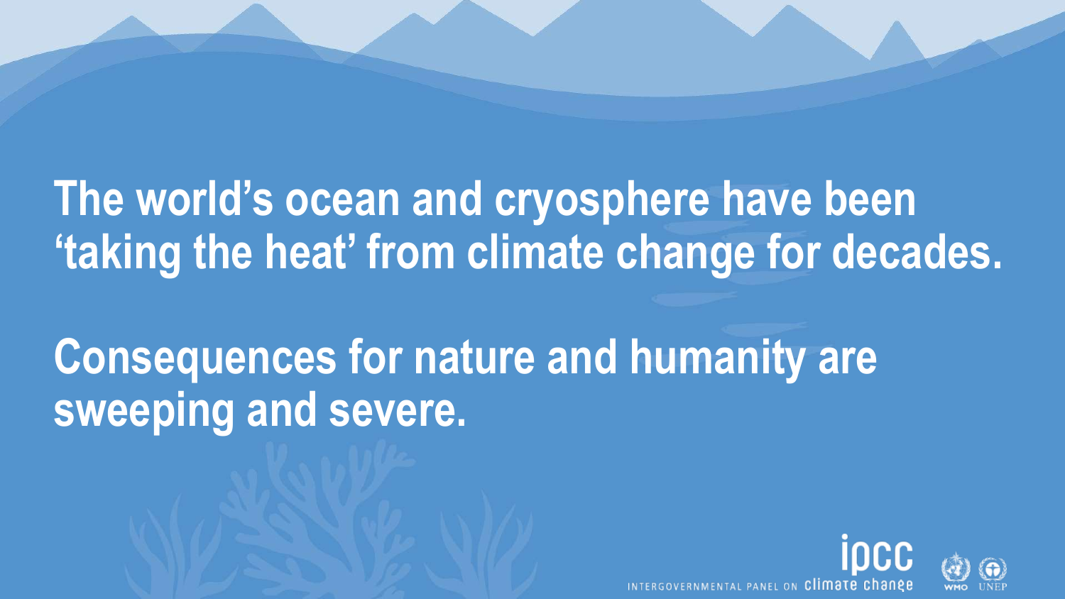**The world's ocean and cryosphere have been 'taking the heat' from climate change for decades.**

**Consequences for nature and humanity are sweeping and severe.**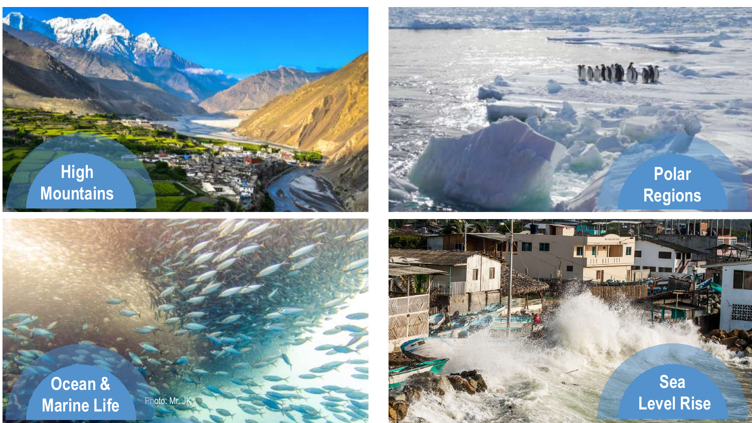High Mountains

Polar Regions

Ocean & Marine Life

Photo: Mr. JK

Sea Level Rise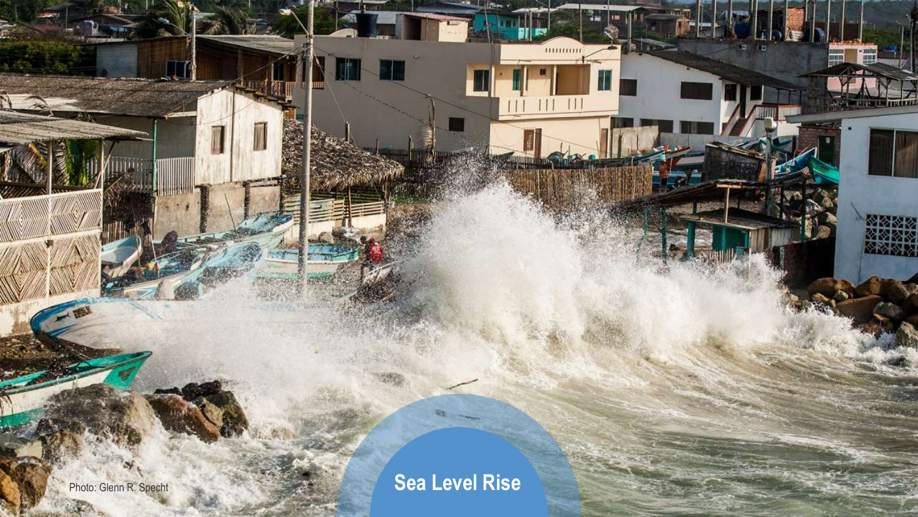# Sea Level Rise

Photo: Glenn R. Specht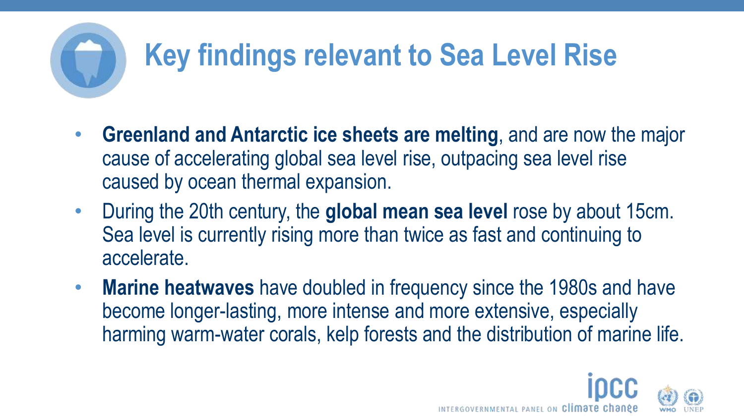# Key findings relevant to Sea Level Rise

- **Greenland and Antarctic ice sheets are melting**, and are now the major cause of accelerating global sea level rise, outpacing sea level rise caused by ocean thermal expansion.
- During the 20th century, the **global mean sea level** rose by about 15cm. Sea level is currently rising more than twice as fast and continuing to accelerate.
- **Marine heatwaves** have doubled in frequency since the 1980s and have become longer-lasting, more intense and more extensive, especially harming warm-water corals, kelp forests and the distribution of marine life.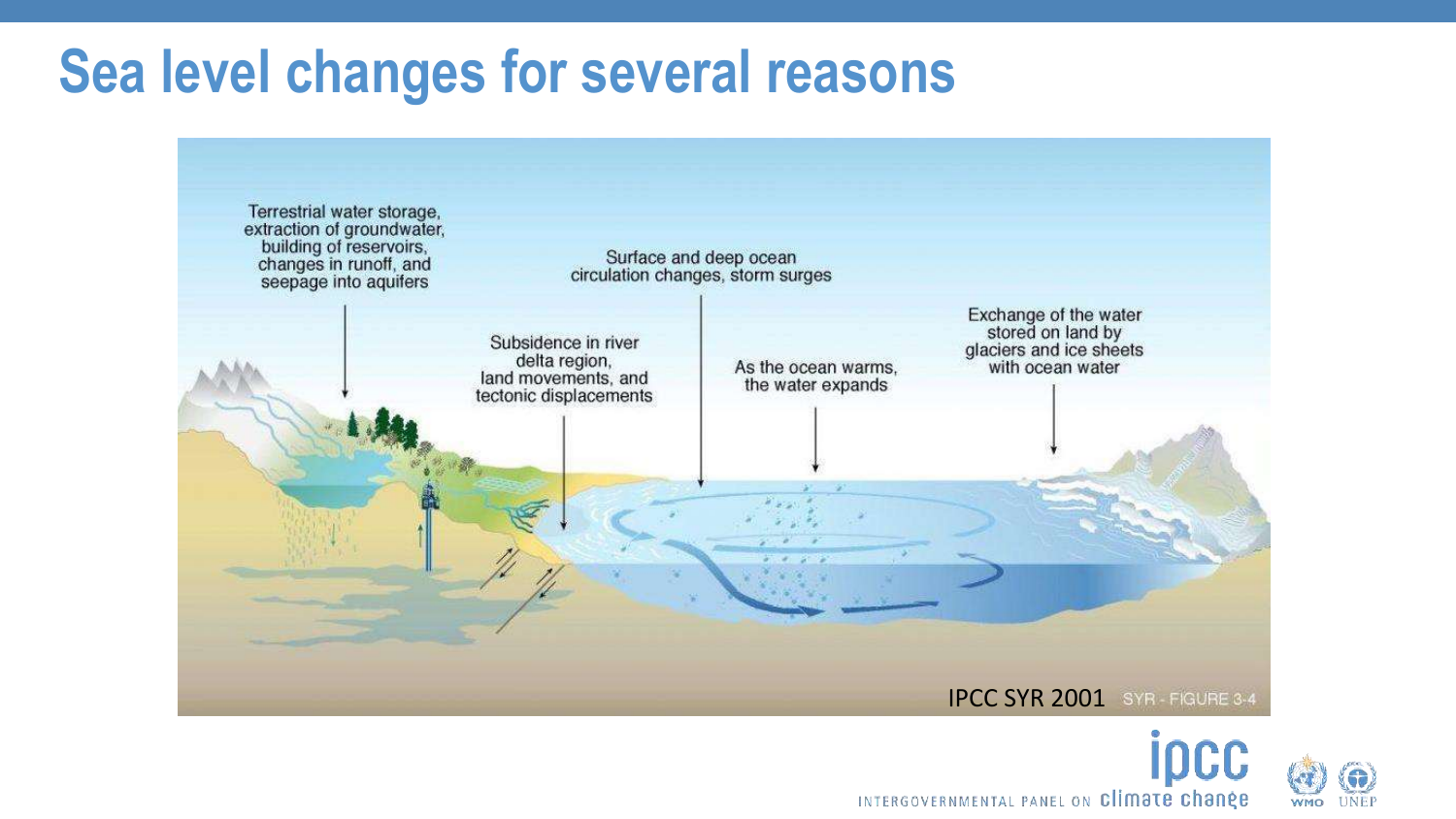# Sea level changes for several reasons

Terrestrial water storage, extraction of groundwater, building of reservoirs, changes in runoff, and seepage into aquifers

Surface and deep ocean circulation changes, storm surges

Subsidence in river delta region, land movements, and tectonic displacements

As the ocean warms, the water expands

Exchange of the water stored on land by glaciers and ice sheets with ocean water

IPCC SYR 2001 SYR - FIGURE 3-4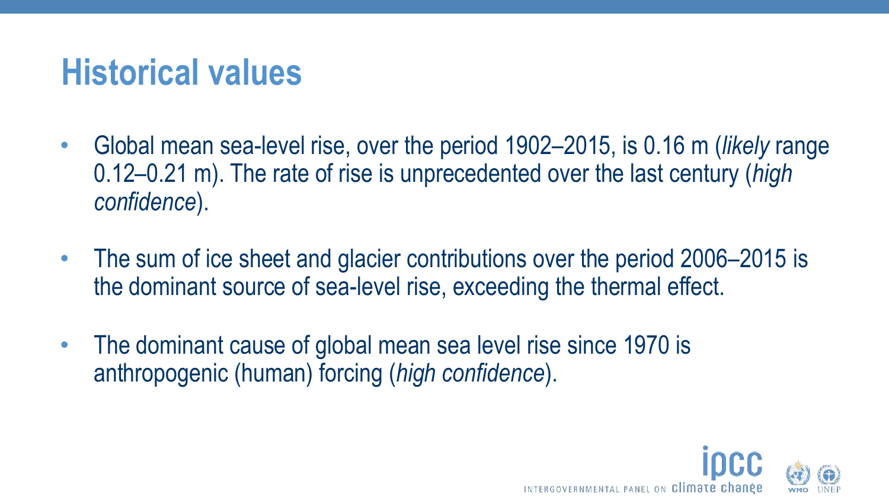# Historical values

- Global mean sea-level rise, over the period 1902–2015, is 0.16 m (*likely* range 0.12–0.21 m). The rate of rise is unprecedented over the last century (*high confidence*).
- The sum of ice sheet and glacier contributions over the period 2006–2015 is the dominant source of sea-level rise, exceeding the thermal effect.
- The dominant cause of global mean sea level rise since 1970 is anthropogenic (human) forcing (*high confidence*).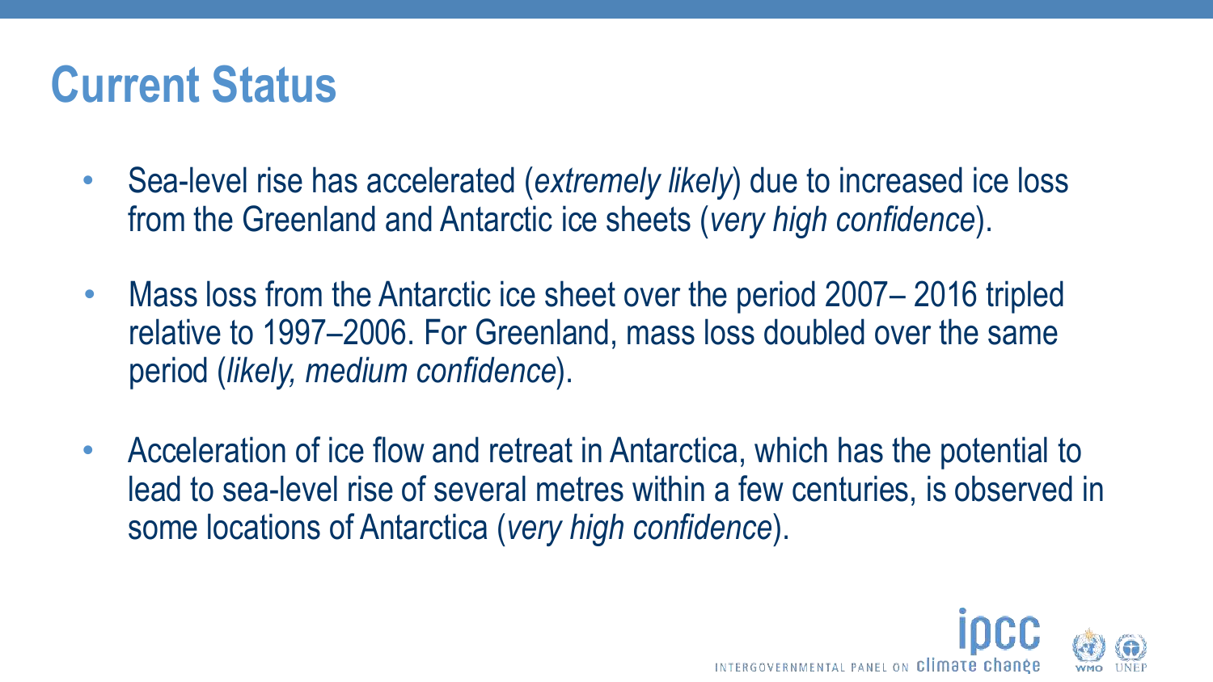# Current Status

- Sea-level rise has accelerated (*extremely likely*) due to increased ice loss from the Greenland and Antarctic ice sheets (*very high confidence*).
- Mass loss from the Antarctic ice sheet over the period 2007– 2016 tripled relative to 1997–2006. For Greenland, mass loss doubled over the same period (*likely, medium confidence*).
- Acceleration of ice flow and retreat in Antarctica, which has the potential to lead to sea-level rise of several metres within a few centuries, is observed in some locations of Antarctica (*very high confidence*).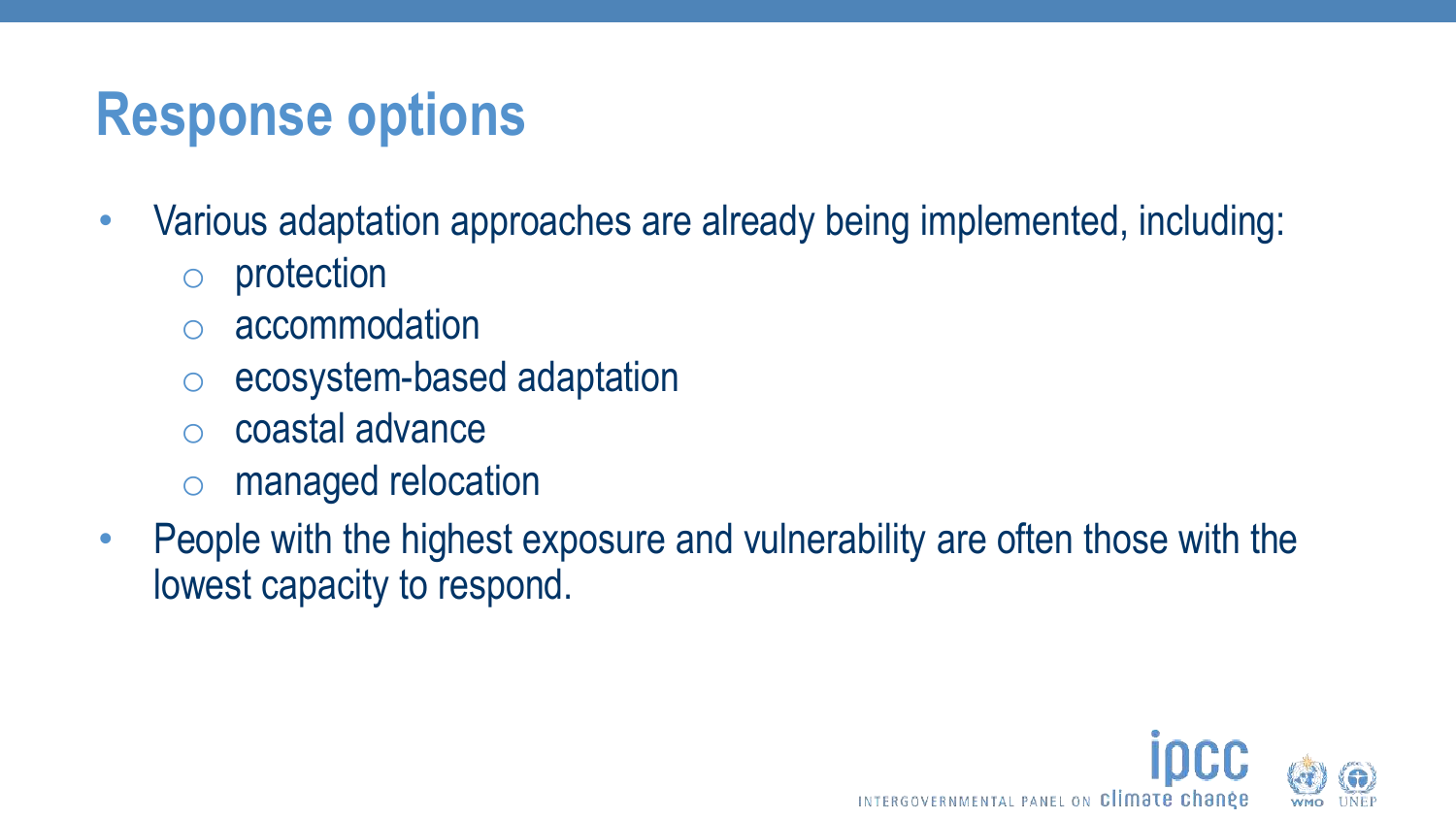# Response options

- Various adaptation approaches are already being implemented, including:
  - protection
  - accommodation
  - ecosystem-based adaptation
  - coastal advance
  - managed relocation
- People with the highest exposure and vulnerability are often those with the lowest capacity to respond.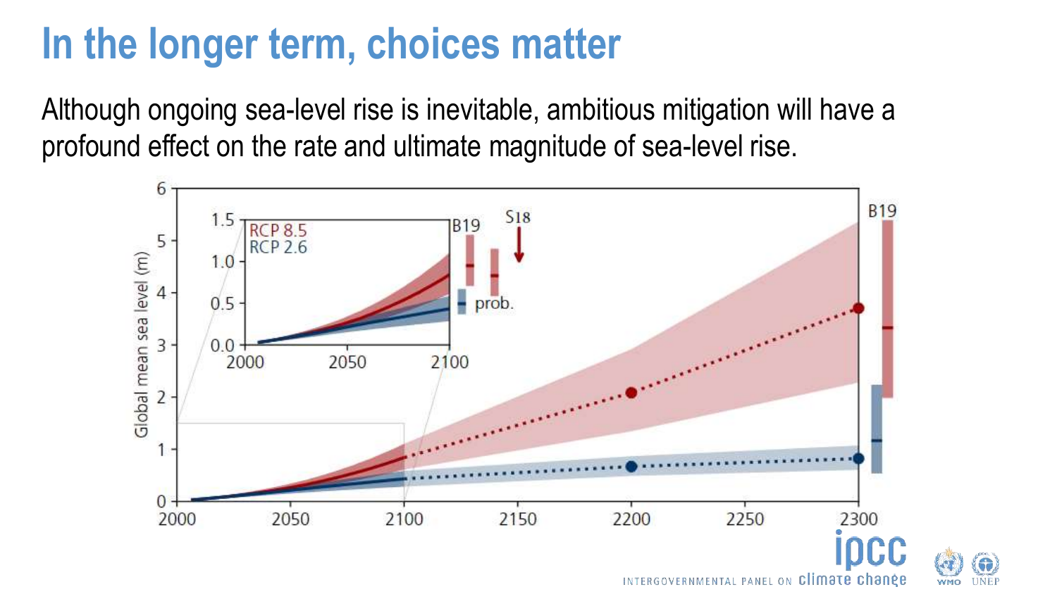# In the longer term, choices matter

Although ongoing sea-level rise is inevitable, ambitious mitigation will have a profound effect on the rate and ultimate magnitude of sea-level rise.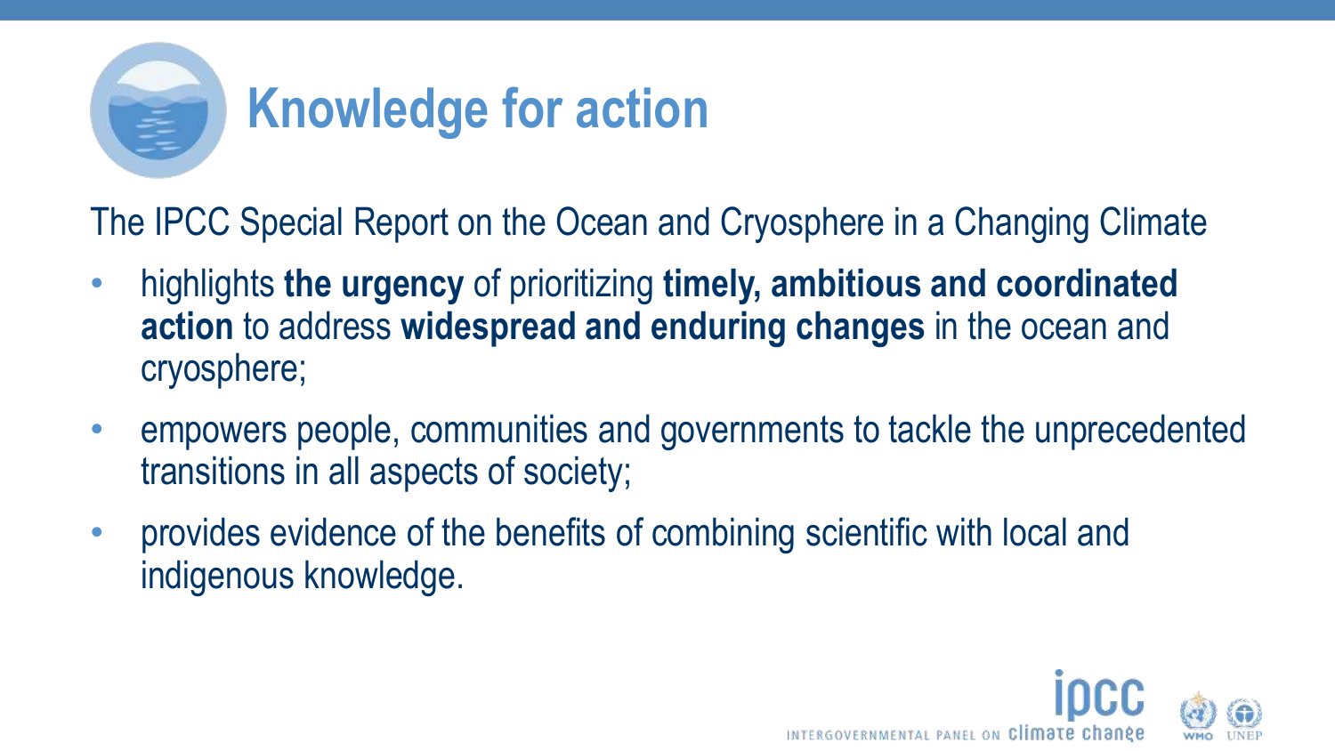# Knowledge for action

The IPCC Special Report on the Ocean and Cryosphere in a Changing Climate

- highlights **the urgency** of prioritizing **timely, ambitious and coordinated action** to address **widespread and enduring changes** in the ocean and cryosphere;
- empowers people, communities and governments to tackle the unprecedented transitions in all aspects of society;
- provides evidence of the benefits of combining scientific with local and indigenous knowledge.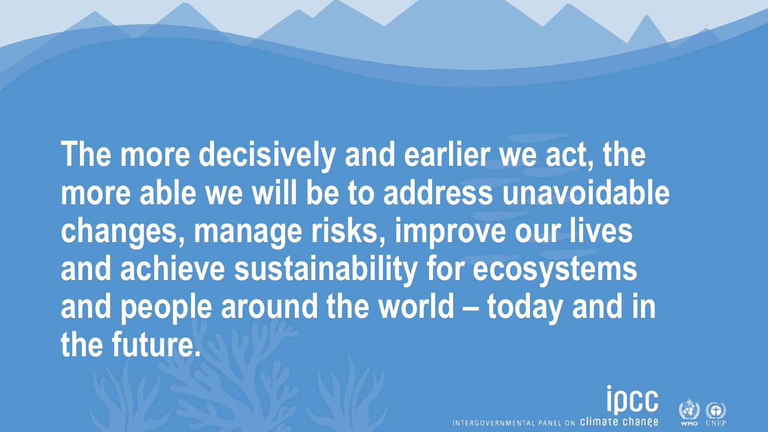**The more decisively and earlier we act, the more able we will be to address unavoidable changes, manage risks, improve our lives and achieve sustainability for ecosystems and people around the world – today and in the future.**

ipcc INTERGOVERNMENTAL PANEL ON climate change

WMO UNEP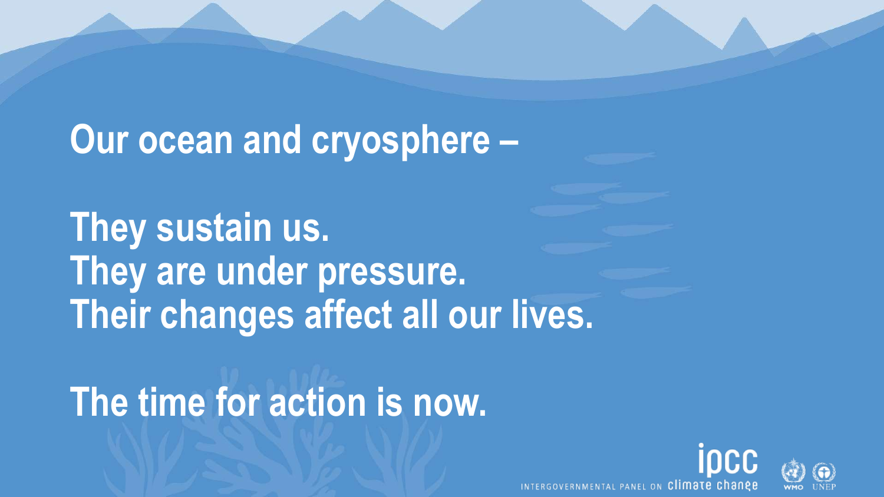Our ocean and cryosphere –

They sustain us.
They are under pressure.
Their changes affect all our lives.

The time for action is now.

ipcc INTERGOVERNMENTAL PANEL ON climate change

WMO UNEP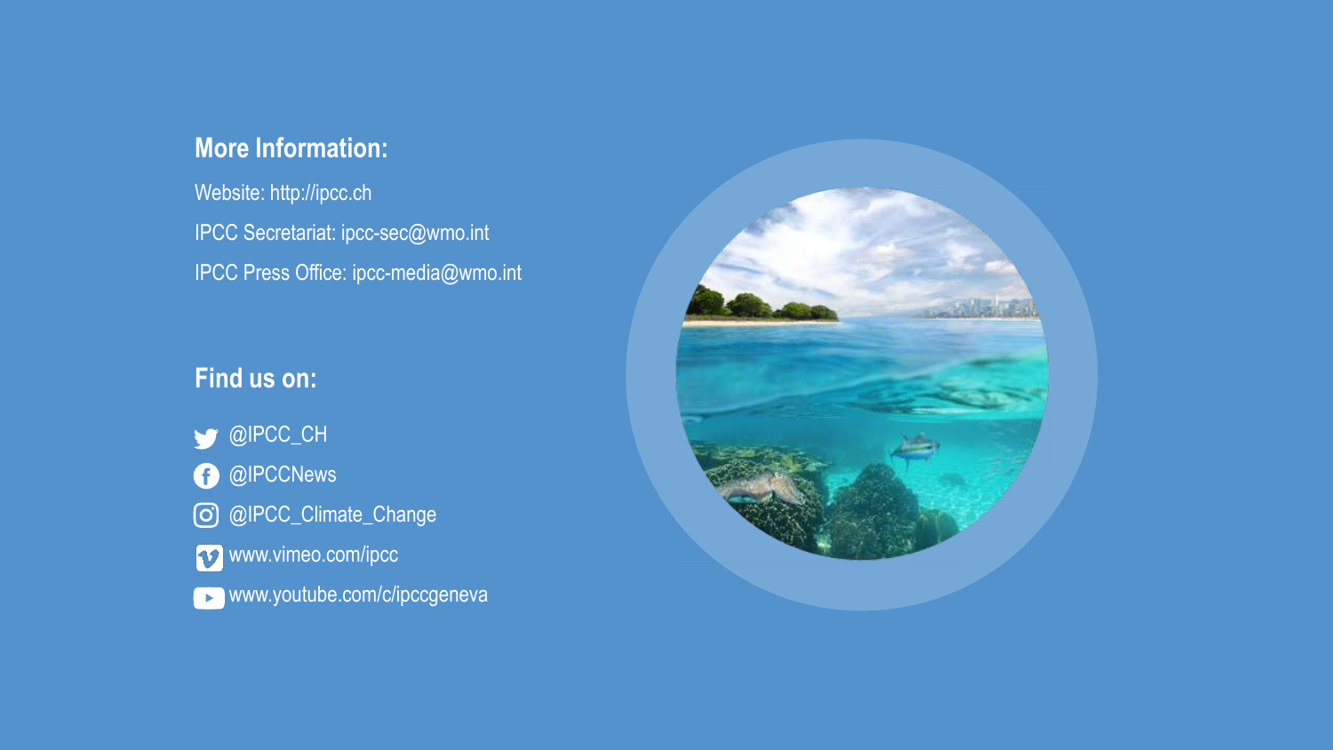## More Information:

Website: http://ipcc.ch

IPCC Secretariat: ipcc-sec@wmo.int

IPCC Press Office: ipcc-media@wmo.int

## Find us on:

- @IPCC_CH
- @IPCCNews
- @IPCC_Climate_Change
- www.vimeo.com/ipcc
- www.youtube.com/c/ipccgeneva